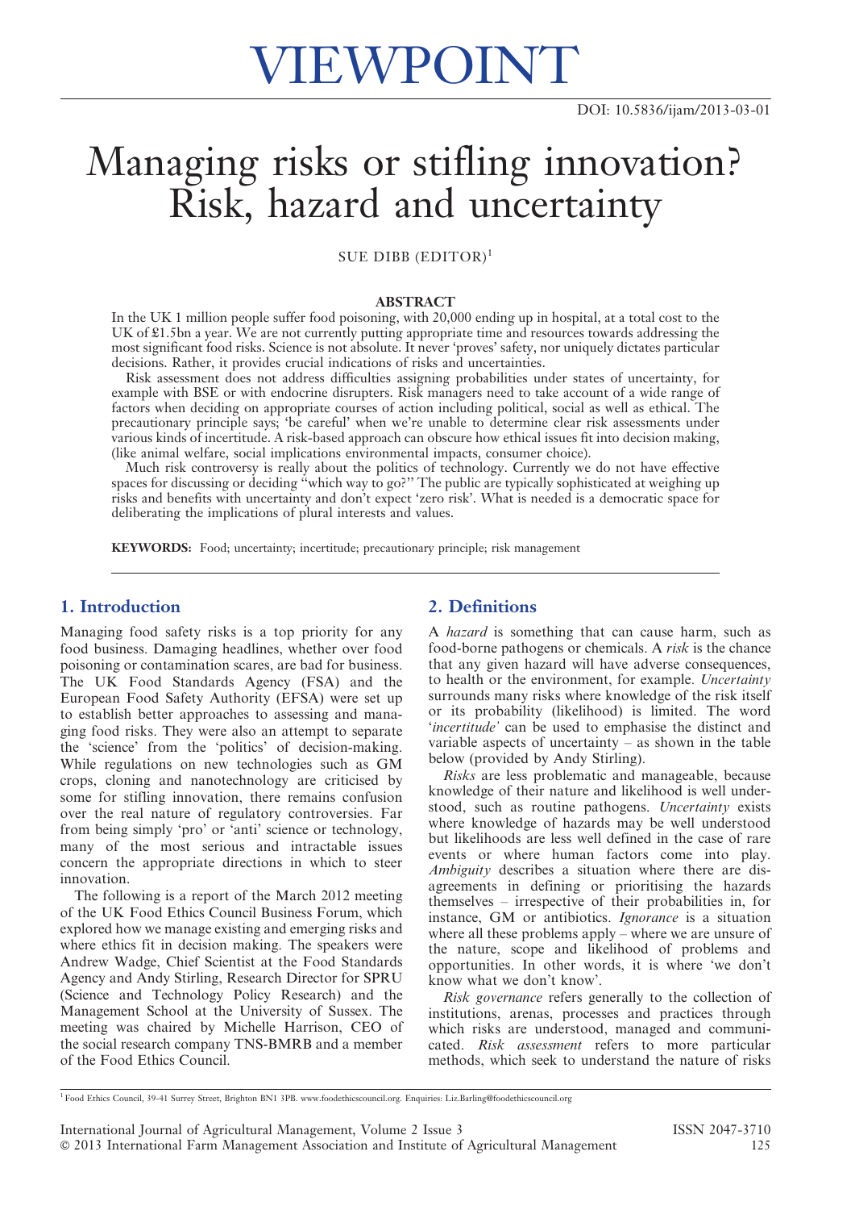# VIEWPOINT

DOI: 10.5836/ijam/2013-03-01

# Managing risks or stifling innovation? Risk, hazard and uncertainty

SUE DIBB (EDITOR)[1]

### ABSTRACT

In the UK 1 million people suffer food poisoning, with 20,000 ending up in hospital, at a total cost to the UK of £1.5bn a year. We are not currently putting appropriate time and resources towards addressing the most significant food risks. Science is not absolute. It never 'proves' safety, nor uniquely dictates particular decisions. Rather, it provides crucial indications of risks and uncertainties.

Risk assessment does not address difficulties assigning probabilities under states of uncertainty, for example with BSE or with endocrine disrupters. Risk managers need to take account of a wide range of factors when deciding on appropriate courses of action including political, social as well as ethical. The precautionary principle says; 'be careful' when we're unable to determine clear risk assessments under various kinds of incertitude. A risk-based approach can obscure how ethical issues fit into decision making, (like animal welfare, social implications environmental impacts, consumer choice).

Much risk controversy is really about the politics of technology. Currently we do not have effective spaces for discussing or deciding "which way to go?" The public are typically sophisticated at weighing up risks and benefits with uncertainty and don't expect 'zero risk'. What is needed is a democratic space for deliberating the implications of plural interests and values.

**KEYWORDS:** Food; uncertainty; incertitude; precautionary principle; risk management

## 1. Introduction

Managing food safety risks is a top priority for any food business. Damaging headlines, whether over food poisoning or contamination scares, are bad for business. The UK Food Standards Agency (FSA) and the European Food Safety Authority (EFSA) were set up to establish better approaches to assessing and managing food risks. They were also an attempt to separate the 'science' from the 'politics' of decision-making. While regulations on new technologies such as GM crops, cloning and nanotechnology are criticised by some for stifling innovation, there remains confusion over the real nature of regulatory controversies. Far from being simply 'pro' or 'anti' science or technology, many of the most serious and intractable issues concern the appropriate directions in which to steer innovation.

The following is a report of the March 2012 meeting of the UK Food Ethics Council Business Forum, which explored how we manage existing and emerging risks and where ethics fit in decision making. The speakers were Andrew Wadge, Chief Scientist at the Food Standards Agency and Andy Stirling, Research Director for SPRU (Science and Technology Policy Research) and the Management School at the University of Sussex. The meeting was chaired by Michelle Harrison, CEO of the social research company TNS-BMRB and a member of the Food Ethics Council.

## 2. Definitions

A *hazard* is something that can cause harm, such as food-borne pathogens or chemicals. A *risk* is the chance that any given hazard will have adverse consequences, to health or the environment, for example. *Uncertainty* surrounds many risks where knowledge of the risk itself or its probability (likelihood) is limited. The word '*incertitude*' can be used to emphasise the distinct and variable aspects of uncertainty – as shown in the table below (provided by Andy Stirling).

*Risks* are less problematic and manageable, because knowledge of their nature and likelihood is well understood, such as routine pathogens. *Uncertainty* exists where knowledge of hazards may be well understood but likelihoods are less well defined in the case of rare events or where human factors come into play. *Ambiguity* describes a situation where there are disagreements in defining or prioritising the hazards themselves – irrespective of their probabilities in, for instance, GM or antibiotics. *Ignorance* is a situation where all these problems apply – where we are unsure of the nature, scope and likelihood of problems and opportunities. In other words, it is where 'we don't know what we don't know'.

*Risk governance* refers generally to the collection of institutions, arenas, processes and practices through which risks are understood, managed and communicated. *Risk assessment* refers to more particular methods, which seek to understand the nature of risks

[1] Food Ethics Council, 39-41 Surrey Street, Brighton BN1 3PB. www.foodethicscouncil.org. Enquiries: Liz.Barling@foodethicscouncil.org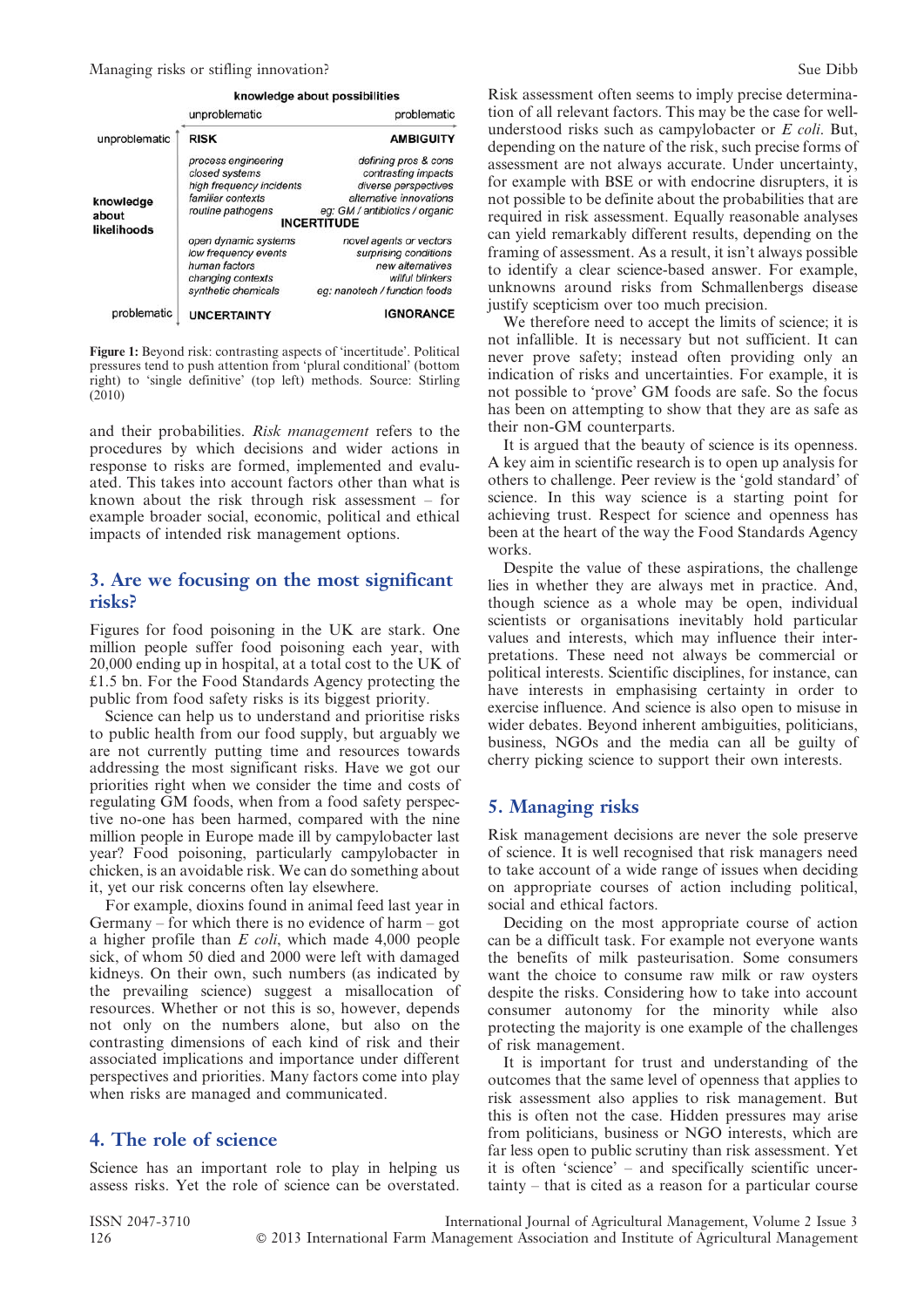| | knowledge about possibilities | |
|---|---|---|
| | unproblematic | problematic |
| **knowledge about likelihoods** — unproblematic | **RISK**<br>*process engineering*<br>*closed systems*<br>*high frequency incidents*<br>*familiar contexts*<br>*routine pathogens* | **AMBIGUITY**<br>*defining pros & cons*<br>*contrasting impacts*<br>*diverse perspectives*<br>*alternative innovations*<br>*eg: GM / antibiotics / organic* |
| **knowledge about likelihoods** — problematic | **UNCERTAINTY**<br>*open dynamic systems*<br>*low frequency events*<br>*human factors*<br>*changing contexts*<br>*synthetic chemicals* | **IGNORANCE**<br>*novel agents or vectors*<br>*surprising conditions*<br>*new alternatives*<br>*wilful blinkers*<br>*eg: nanotech / function foods* |

**INCERTITUDE**

**Figure 1:** Beyond risk: contrasting aspects of 'incertitude'. Political pressures tend to push attention from 'plural conditional' (bottom right) to 'single definitive' (top left) methods. Source: Stirling (2010)

and their probabilities. *Risk management* refers to the procedures by which decisions and wider actions in response to risks are formed, implemented and evaluated. This takes into account factors other than what is known about the risk through risk assessment – for example broader social, economic, political and ethical impacts of intended risk management options.

## 3. Are we focusing on the most significant risks?

Figures for food poisoning in the UK are stark. One million people suffer food poisoning each year, with 20,000 ending up in hospital, at a total cost to the UK of £1.5 bn. For the Food Standards Agency protecting the public from food safety risks is its biggest priority.

Science can help us to understand and prioritise risks to public health from our food supply, but arguably we are not currently putting time and resources towards addressing the most significant risks. Have we got our priorities right when we consider the time and costs of regulating GM foods, when from a food safety perspective no-one has been harmed, compared with the nine million people in Europe made ill by campylobacter last year? Food poisoning, particularly campylobacter in chicken, is an avoidable risk. We can do something about it, yet our risk concerns often lay elsewhere.

For example, dioxins found in animal feed last year in Germany – for which there is no evidence of harm – got a higher profile than *E coli*, which made 4,000 people sick, of whom 50 died and 2000 were left with damaged kidneys. On their own, such numbers (as indicated by the prevailing science) suggest a misallocation of resources. Whether or not this is so, however, depends not only on the numbers alone, but also on the contrasting dimensions of each kind of risk and their associated implications and importance under different perspectives and priorities. Many factors come into play when risks are managed and communicated.

## 4. The role of science

Science has an important role to play in helping us assess risks. Yet the role of science can be overstated. Risk assessment often seems to imply precise determination of all relevant factors. This may be the case for well-understood risks such as campylobacter or *E coli*. But, depending on the nature of the risk, such precise forms of assessment are not always accurate. Under uncertainty, for example with BSE or with endocrine disrupters, it is not possible to be definite about the probabilities that are required in risk assessment. Equally reasonable analyses can yield remarkably different results, depending on the framing of assessment. As a result, it isn't always possible to identify a clear science-based answer. For example, unknowns around risks from Schmallenbergs disease justify scepticism over too much precision.

We therefore need to accept the limits of science; it is not infallible. It is necessary but not sufficient. It can never prove safety; instead often providing only an indication of risks and uncertainties. For example, it is not possible to 'prove' GM foods are safe. So the focus has been on attempting to show that they are as safe as their non-GM counterparts.

It is argued that the beauty of science is its openness. A key aim in scientific research is to open up analysis for others to challenge. Peer review is the 'gold standard' of science. In this way science is a starting point for achieving trust. Respect for science and openness has been at the heart of the way the Food Standards Agency works.

Despite the value of these aspirations, the challenge lies in whether they are always met in practice. And, though science as a whole may be open, individual scientists or organisations inevitably hold particular values and interests, which may influence their interpretations. These need not always be commercial or political interests. Scientific disciplines, for instance, can have interests in emphasising certainty in order to exercise influence. And science is also open to misuse in wider debates. Beyond inherent ambiguities, politicians, business, NGOs and the media can all be guilty of cherry picking science to support their own interests.

## 5. Managing risks

Risk management decisions are never the sole preserve of science. It is well recognised that risk managers need to take account of a wide range of issues when deciding on appropriate courses of action including political, social and ethical factors.

Deciding on the most appropriate course of action can be a difficult task. For example not everyone wants the benefits of milk pasteurisation. Some consumers want the choice to consume raw milk or raw oysters despite the risks. Considering how to take into account consumer autonomy for the minority while also protecting the majority is one example of the challenges of risk management.

It is important for trust and understanding of the outcomes that the same level of openness that applies to risk assessment also applies to risk management. But this is often not the case. Hidden pressures may arise from politicians, business or NGO interests, which are far less open to public scrutiny than risk assessment. Yet it is often 'science' – and specifically scientific uncertainty – that is cited as a reason for a particular course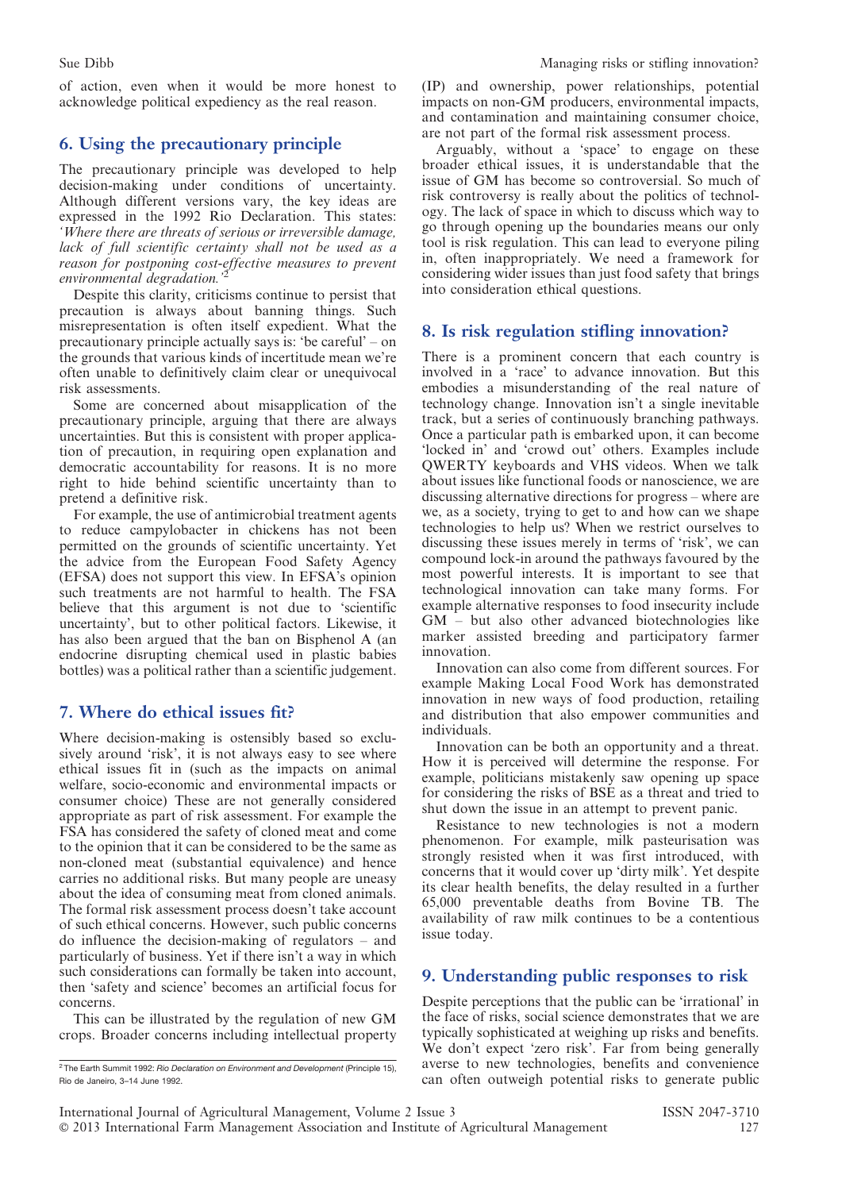of action, even when it would be more honest to acknowledge political expediency as the real reason.

## 6. Using the precautionary principle

The precautionary principle was developed to help decision-making under conditions of uncertainty. Although different versions vary, the key ideas are expressed in the 1992 Rio Declaration. This states: *'Where there are threats of serious or irreversible damage, lack of full scientific certainty shall not be used as a reason for postponing cost-effective measures to prevent environmental degradation.'*[2]

Despite this clarity, criticisms continue to persist that precaution is always about banning things. Such misrepresentation is often itself expedient. What the precautionary principle actually says is: 'be careful' – on the grounds that various kinds of incertitude mean we're often unable to definitively claim clear or unequivocal risk assessments.

Some are concerned about misapplication of the precautionary principle, arguing that there are always uncertainties. But this is consistent with proper application of precaution, in requiring open explanation and democratic accountability for reasons. It is no more right to hide behind scientific uncertainty than to pretend a definitive risk.

For example, the use of antimicrobial treatment agents to reduce campylobacter in chickens has not been permitted on the grounds of scientific uncertainty. Yet the advice from the European Food Safety Agency (EFSA) does not support this view. In EFSA's opinion such treatments are not harmful to health. The FSA believe that this argument is not due to 'scientific uncertainty', but to other political factors. Likewise, it has also been argued that the ban on Bisphenol A (an endocrine disrupting chemical used in plastic babies bottles) was a political rather than a scientific judgement.

## 7. Where do ethical issues fit?

Where decision-making is ostensibly based so exclusively around 'risk', it is not always easy to see where ethical issues fit in (such as the impacts on animal welfare, socio-economic and environmental impacts or consumer choice) These are not generally considered appropriate as part of risk assessment. For example the FSA has considered the safety of cloned meat and come to the opinion that it can be considered to be the same as non-cloned meat (substantial equivalence) and hence carries no additional risks. But many people are uneasy about the idea of consuming meat from cloned animals. The formal risk assessment process doesn't take account of such ethical concerns. However, such public concerns do influence the decision-making of regulators – and particularly of business. Yet if there isn't a way in which such considerations can formally be taken into account, then 'safety and science' becomes an artificial focus for concerns.

This can be illustrated by the regulation of new GM crops. Broader concerns including intellectual property (IP) and ownership, power relationships, potential impacts on non-GM producers, environmental impacts, and contamination and maintaining consumer choice, are not part of the formal risk assessment process.

Arguably, without a 'space' to engage on these broader ethical issues, it is understandable that the issue of GM has become so controversial. So much of risk controversy is really about the politics of technology. The lack of space in which to discuss which way to go through opening up the boundaries means our only tool is risk regulation. This can lead to everyone piling in, often inappropriately. We need a framework for considering wider issues than just food safety that brings into consideration ethical questions.

## 8. Is risk regulation stifling innovation?

There is a prominent concern that each country is involved in a 'race' to advance innovation. But this embodies a misunderstanding of the real nature of technology change. Innovation isn't a single inevitable track, but a series of continuously branching pathways. Once a particular path is embarked upon, it can become 'locked in' and 'crowd out' others. Examples include QWERTY keyboards and VHS videos. When we talk about issues like functional foods or nanoscience, we are discussing alternative directions for progress – where are we, as a society, trying to get to and how can we shape technologies to help us? When we restrict ourselves to discussing these issues merely in terms of 'risk', we can compound lock-in around the pathways favoured by the most powerful interests. It is important to see that technological innovation can take many forms. For example alternative responses to food insecurity include GM – but also other advanced biotechnologies like marker assisted breeding and participatory farmer innovation.

Innovation can also come from different sources. For example Making Local Food Work has demonstrated innovation in new ways of food production, retailing and distribution that also empower communities and individuals.

Innovation can be both an opportunity and a threat. How it is perceived will determine the response. For example, politicians mistakenly saw opening up space for considering the risks of BSE as a threat and tried to shut down the issue in an attempt to prevent panic.

Resistance to new technologies is not a modern phenomenon. For example, milk pasteurisation was strongly resisted when it was first introduced, with concerns that it would cover up 'dirty milk'. Yet despite its clear health benefits, the delay resulted in a further 65,000 preventable deaths from Bovine TB. The availability of raw milk continues to be a contentious issue today.

## 9. Understanding public responses to risk

Despite perceptions that the public can be 'irrational' in the face of risks, social science demonstrates that we are typically sophisticated at weighing up risks and benefits. We don't expect 'zero risk'. Far from being generally averse to new technologies, benefits and convenience can often outweigh potential risks to generate public

[2] The Earth Summit 1992: *Rio Declaration on Environment and Development* (Principle 15), Rio de Janeiro, 3–14 June 1992.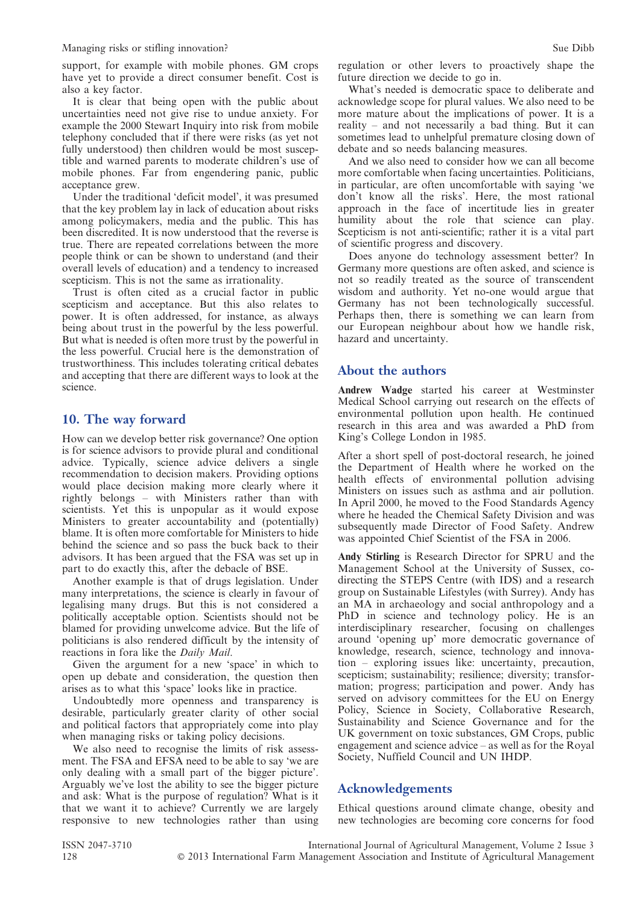support, for example with mobile phones. GM crops have yet to provide a direct consumer benefit. Cost is also a key factor.

It is clear that being open with the public about uncertainties need not give rise to undue anxiety. For example the 2000 Stewart Inquiry into risk from mobile telephony concluded that if there were risks (as yet not fully understood) then children would be most susceptible and warned parents to moderate children's use of mobile phones. Far from engendering panic, public acceptance grew.

Under the traditional 'deficit model', it was presumed that the key problem lay in lack of education about risks among policymakers, media and the public. This has been discredited. It is now understood that the reverse is true. There are repeated correlations between the more people think or can be shown to understand (and their overall levels of education) and a tendency to increased scepticism. This is not the same as irrationality.

Trust is often cited as a crucial factor in public scepticism and acceptance. But this also relates to power. It is often addressed, for instance, as always being about trust in the powerful by the less powerful. But what is needed is often more trust by the powerful in the less powerful. Crucial here is the demonstration of trustworthiness. This includes tolerating critical debates and accepting that there are different ways to look at the science.

## 10. The way forward

How can we develop better risk governance? One option is for science advisors to provide plural and conditional advice. Typically, science advice delivers a single recommendation to decision makers. Providing options would place decision making more clearly where it rightly belongs – with Ministers rather than with scientists. Yet this is unpopular as it would expose Ministers to greater accountability and (potentially) blame. It is often more comfortable for Ministers to hide behind the science and so pass the buck back to their advisors. It has been argued that the FSA was set up in part to do exactly this, after the debacle of BSE.

Another example is that of drugs legislation. Under many interpretations, the science is clearly in favour of legalising many drugs. But this is not considered a politically acceptable option. Scientists should not be blamed for providing unwelcome advice. But the life of politicians is also rendered difficult by the intensity of reactions in fora like the *Daily Mail*.

Given the argument for a new 'space' in which to open up debate and consideration, the question then arises as to what this 'space' looks like in practice.

Undoubtedly more openness and transparency is desirable, particularly greater clarity of other social and political factors that appropriately come into play when managing risks or taking policy decisions.

We also need to recognise the limits of risk assessment. The FSA and EFSA need to be able to say 'we are only dealing with a small part of the bigger picture'. Arguably we've lost the ability to see the bigger picture and ask: What is the purpose of regulation? What is it that we want it to achieve? Currently we are largely responsive to new technologies rather than using regulation or other levers to proactively shape the future direction we decide to go in.

What's needed is democratic space to deliberate and acknowledge scope for plural values. We also need to be more mature about the implications of power. It is a reality – and not necessarily a bad thing. But it can sometimes lead to unhelpful premature closing down of debate and so needs balancing measures.

And we also need to consider how we can all become more comfortable when facing uncertainties. Politicians, in particular, are often uncomfortable with saying 'we don't know all the risks'. Here, the most rational approach in the face of incertitude lies in greater humility about the role that science can play. Scepticism is not anti-scientific; rather it is a vital part of scientific progress and discovery.

Does anyone do technology assessment better? In Germany more questions are often asked, and science is not so readily treated as the source of transcendent wisdom and authority. Yet no-one would argue that Germany has not been technologically successful. Perhaps then, there is something we can learn from our European neighbour about how we handle risk, hazard and uncertainty.

## About the authors

**Andrew Wadge** started his career at Westminster Medical School carrying out research on the effects of environmental pollution upon health. He continued research in this area and was awarded a PhD from King's College London in 1985.

After a short spell of post-doctoral research, he joined the Department of Health where he worked on the health effects of environmental pollution advising Ministers on issues such as asthma and air pollution. In April 2000, he moved to the Food Standards Agency where he headed the Chemical Safety Division and was subsequently made Director of Food Safety. Andrew was appointed Chief Scientist of the FSA in 2006.

**Andy Stirling** is Research Director for SPRU and the Management School at the University of Sussex, co-directing the STEPS Centre (with IDS) and a research group on Sustainable Lifestyles (with Surrey). Andy has an MA in archaeology and social anthropology and a PhD in science and technology policy. He is an interdisciplinary researcher, focusing on challenges around 'opening up' more democratic governance of knowledge, research, science, technology and innovation – exploring issues like: uncertainty, precaution, scepticism; sustainability; resilience; diversity; transformation; progress; participation and power. Andy has served on advisory committees for the EU on Energy Policy, Science in Society, Collaborative Research, Sustainability and Science Governance and for the UK government on toxic substances, GM Crops, public engagement and science advice – as well as for the Royal Society, Nuffield Council and UN IHDP.

## Acknowledgements

Ethical questions around climate change, obesity and new technologies are becoming core concerns for food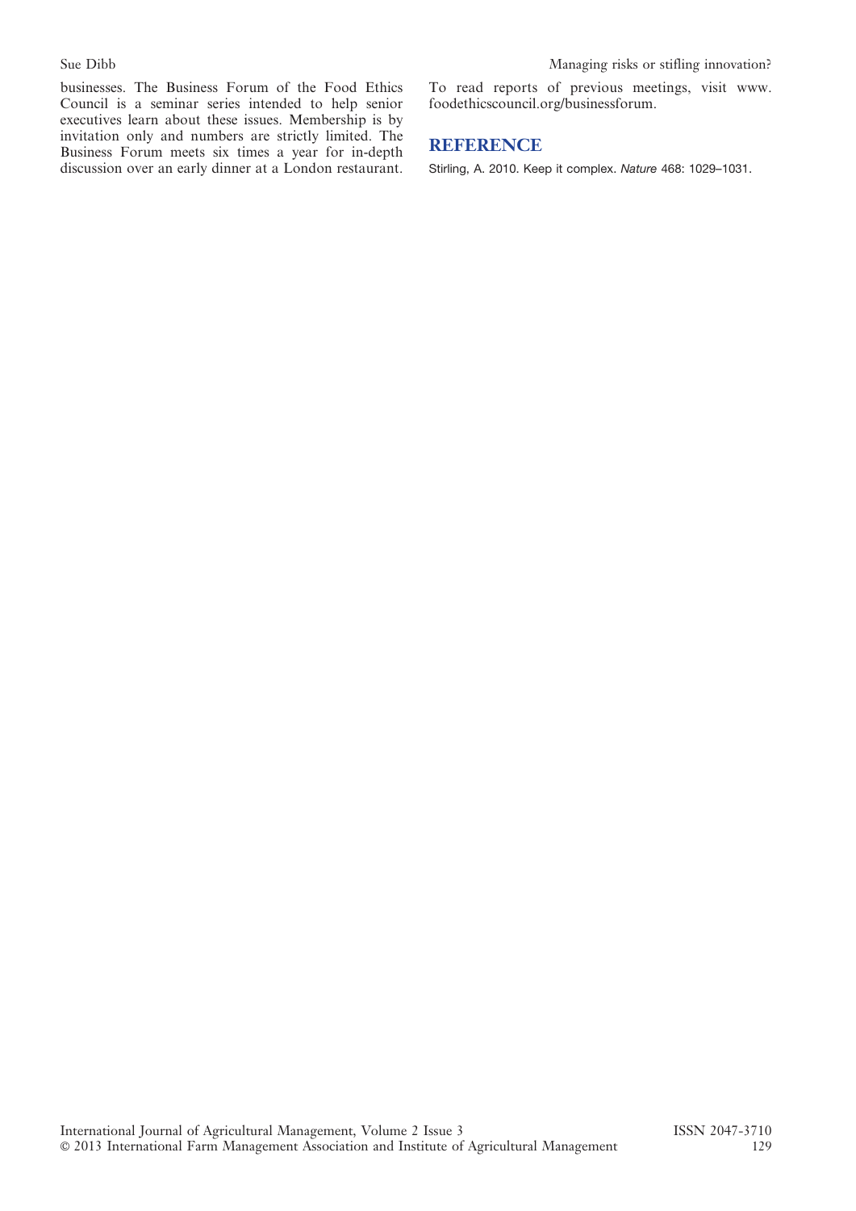businesses. The Business Forum of the Food Ethics Council is a seminar series intended to help senior executives learn about these issues. Membership is by invitation only and numbers are strictly limited. The Business Forum meets six times a year for in-depth discussion over an early dinner at a London restaurant.

To read reports of previous meetings, visit www.foodethicscouncil.org/businessforum.

## REFERENCE

Stirling, A. 2010. Keep it complex. *Nature* 468: 1029–1031.